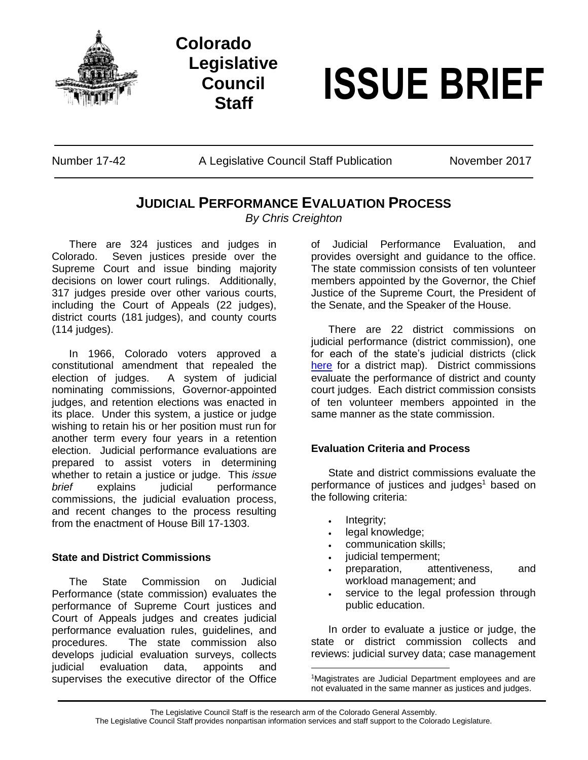Colorado Legislative Council Staff

# ISSUE BRIEF

Number 17-42 | A Legislative Council Staff Publication | November 2017

## JUDICIAL PERFORMANCE EVALUATION PROCESS

*By Chris Creighton*

There are 324 justices and judges in Colorado. Seven justices preside over the Supreme Court and issue binding majority decisions on lower court rulings. Additionally, 317 judges preside over other various courts, including the Court of Appeals (22 judges), district courts (181 judges), and county courts (114 judges).

In 1966, Colorado voters approved a constitutional amendment that repealed the election of judges. A system of judicial nominating commissions, Governor-appointed judges, and retention elections was enacted in its place. Under this system, a justice or judge wishing to retain his or her position must run for another term every four years in a retention election. Judicial performance evaluations are prepared to assist voters in determining whether to retain a justice or judge. This *issue brief* explains judicial performance commissions, the judicial evaluation process, and recent changes to the process resulting from the enactment of House Bill 17-1303.

### State and District Commissions

The State Commission on Judicial Performance (state commission) evaluates the performance of Supreme Court justices and Court of Appeals judges and creates judicial performance evaluation rules, guidelines, and procedures. The state commission also develops judicial evaluation surveys, collects judicial evaluation data, appoints and supervises the executive director of the Office of Judicial Performance Evaluation, and provides oversight and guidance to the office. The state commission consists of ten volunteer members appointed by the Governor, the Chief Justice of the Supreme Court, the President of the Senate, and the Speaker of the House.

There are 22 district commissions on judicial performance (district commission), one for each of the state's judicial districts (click [here] for a district map). District commissions evaluate the performance of district and county court judges. Each district commission consists of ten volunteer members appointed in the same manner as the state commission.

### Evaluation Criteria and Process

State and district commissions evaluate the performance of justices and judges[1] based on the following criteria:

- Integrity;
- legal knowledge;
- communication skills;
- judicial temperment;
- preparation, attentiveness, and workload management; and
- service to the legal profession through public education.

In order to evaluate a justice or judge, the state or district commission collects and reviews: judicial survey data; case management

[1]Magistrates are Judicial Department employees and are not evaluated in the same manner as justices and judges.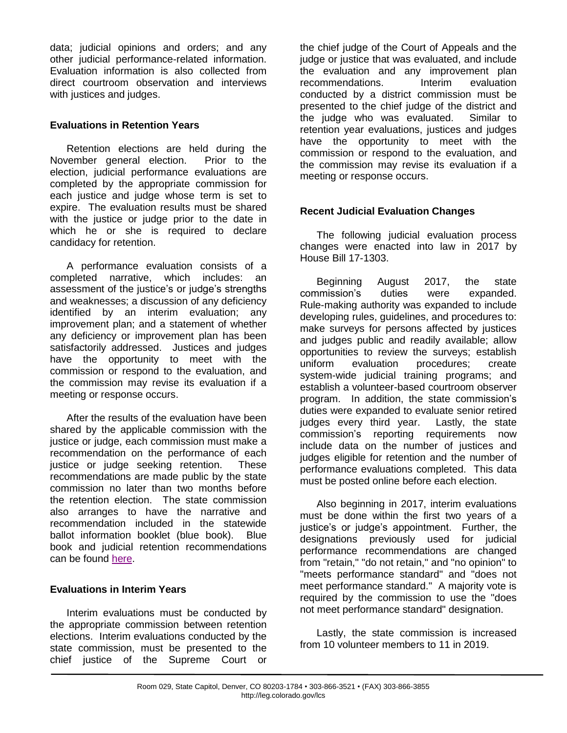data; judicial opinions and orders; and any other judicial performance-related information. Evaluation information is also collected from direct courtroom observation and interviews with justices and judges.

### Evaluations in Retention Years

Retention elections are held during the November general election. Prior to the election, judicial performance evaluations are completed by the appropriate commission for each justice and judge whose term is set to expire. The evaluation results must be shared with the justice or judge prior to the date in which he or she is required to declare candidacy for retention.

A performance evaluation consists of a completed narrative, which includes: an assessment of the justice's or judge's strengths and weaknesses; a discussion of any deficiency identified by an interim evaluation; any improvement plan; and a statement of whether any deficiency or improvement plan has been satisfactorily addressed. Justices and judges have the opportunity to meet with the commission or respond to the evaluation, and the commission may revise its evaluation if a meeting or response occurs.

After the results of the evaluation have been shared by the applicable commission with the justice or judge, each commission must make a recommendation on the performance of each justice or judge seeking retention. These recommendations are made public by the state commission no later than two months before the retention election. The state commission also arranges to have the narrative and recommendation included in the statewide ballot information booklet (blue book). Blue book and judicial retention recommendations can be found here.

### Evaluations in Interim Years

Interim evaluations must be conducted by the appropriate commission between retention elections. Interim evaluations conducted by the state commission, must be presented to the chief justice of the Supreme Court or the chief judge of the Court of Appeals and the judge or justice that was evaluated, and include the evaluation and any improvement plan recommendations. Interim evaluation conducted by a district commission must be presented to the chief judge of the district and the judge who was evaluated. Similar to retention year evaluations, justices and judges have the opportunity to meet with the commission or respond to the evaluation, and the commission may revise its evaluation if a meeting or response occurs.

### Recent Judicial Evaluation Changes

The following judicial evaluation process changes were enacted into law in 2017 by House Bill 17-1303.

Beginning August 2017, the state commission's duties were expanded. Rule-making authority was expanded to include developing rules, guidelines, and procedures to: make surveys for persons affected by justices and judges public and readily available; allow opportunities to review the surveys; establish uniform evaluation procedures; create system-wide judicial training programs; and establish a volunteer-based courtroom observer program. In addition, the state commission's duties were expanded to evaluate senior retired judges every third year. Lastly, the state commission's reporting requirements now include data on the number of justices and judges eligible for retention and the number of performance evaluations completed. This data must be posted online before each election.

Also beginning in 2017, interim evaluations must be done within the first two years of a justice's or judge's appointment. Further, the designations previously used for judicial performance recommendations are changed from "retain," "do not retain," and "no opinion" to "meets performance standard" and "does not meet performance standard." A majority vote is required by the commission to use the "does not meet performance standard" designation.

Lastly, the state commission is increased from 10 volunteer members to 11 in 2019.